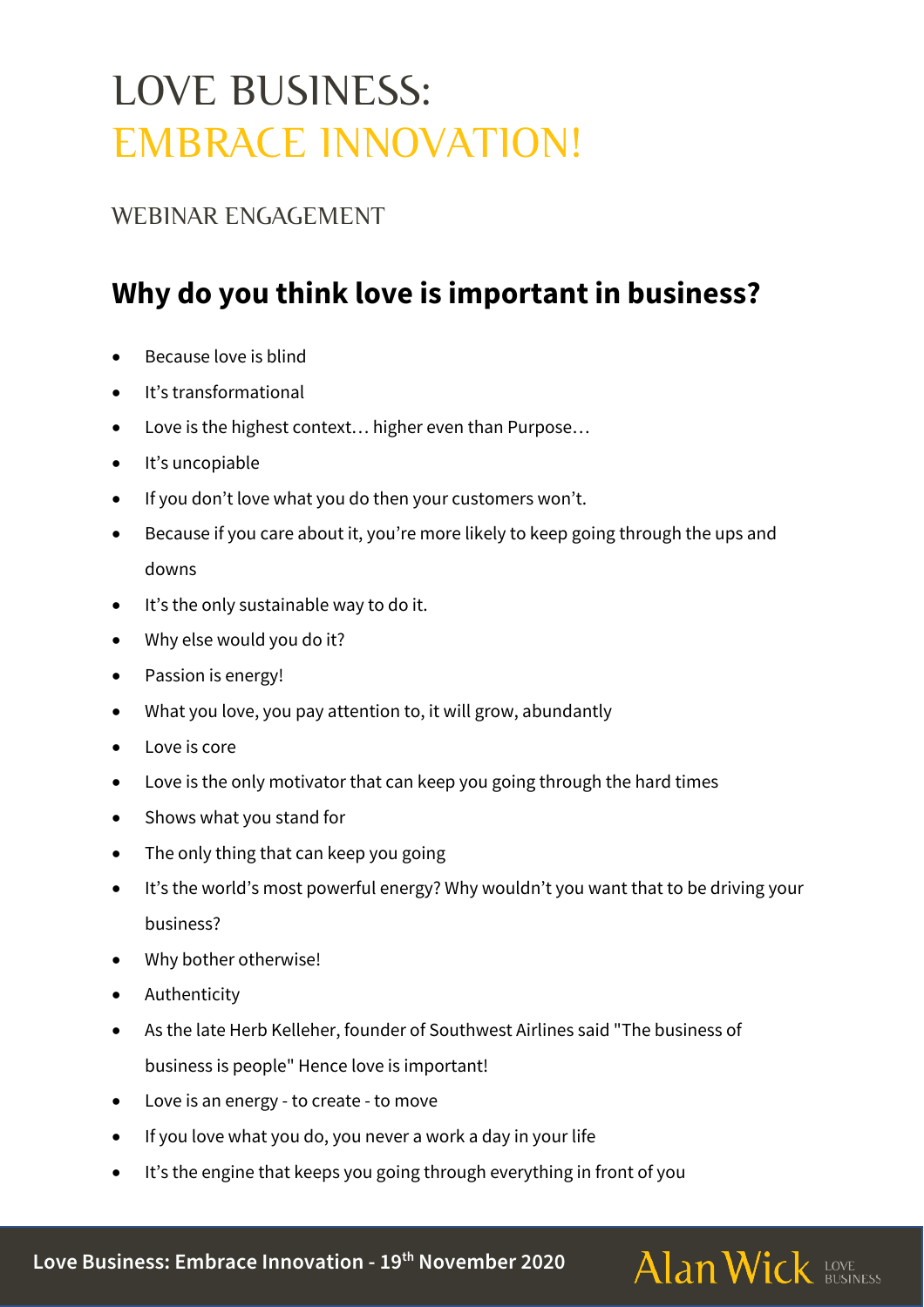# LOVE BUSINESS: EMBRACE INNOVATION!

## WEBINAR ENGAGEMENT

## Why do you think love is important in business?

- Because love is blind
- It's transformational
- Love is the highest context… higher even than Purpose…
- It's uncopiable
- If you don't love what you do then your customers won't.
- Because if you care about it, you're more likely to keep going through the ups and downs
- It's the only sustainable way to do it.
- Why else would you do it?
- Passion is energy!
- What you love, you pay attention to, it will grow, abundantly
- Love is core
- Love is the only motivator that can keep you going through the hard times
- Shows what you stand for
- The only thing that can keep you going
- It's the world's most powerful energy? Why wouldn't you want that to be driving your business?
- Why bother otherwise!
- Authenticity
- As the late Herb Kelleher, founder of Southwest Airlines said "The business of business is people" Hence love is important!
- Love is an energy - to create - to move
- If you love what you do, you never a work a day in your life
- It's the engine that keeps you going through everything in front of you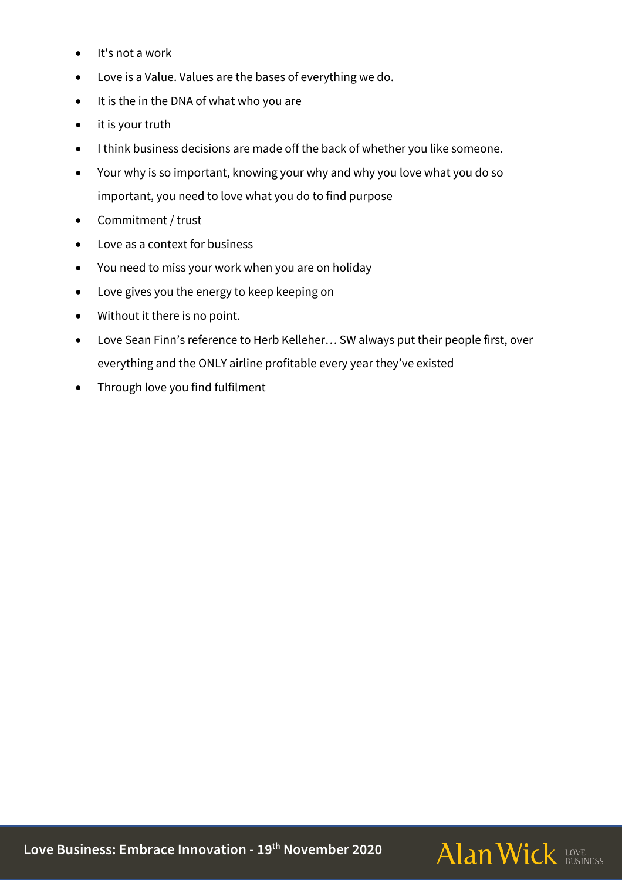- It's not a work
- Love is a Value. Values are the bases of everything we do.
- It is the in the DNA of what who you are
- it is your truth
- I think business decisions are made off the back of whether you like someone.
- Your why is so important, knowing your why and why you love what you do so important, you need to love what you do to find purpose
- Commitment / trust
- Love as a context for business
- You need to miss your work when you are on holiday
- Love gives you the energy to keep keeping on
- Without it there is no point.
- Love Sean Finn's reference to Herb Kelleher… SW always put their people first, over everything and the ONLY airline profitable every year they've existed
- Through love you find fulfilment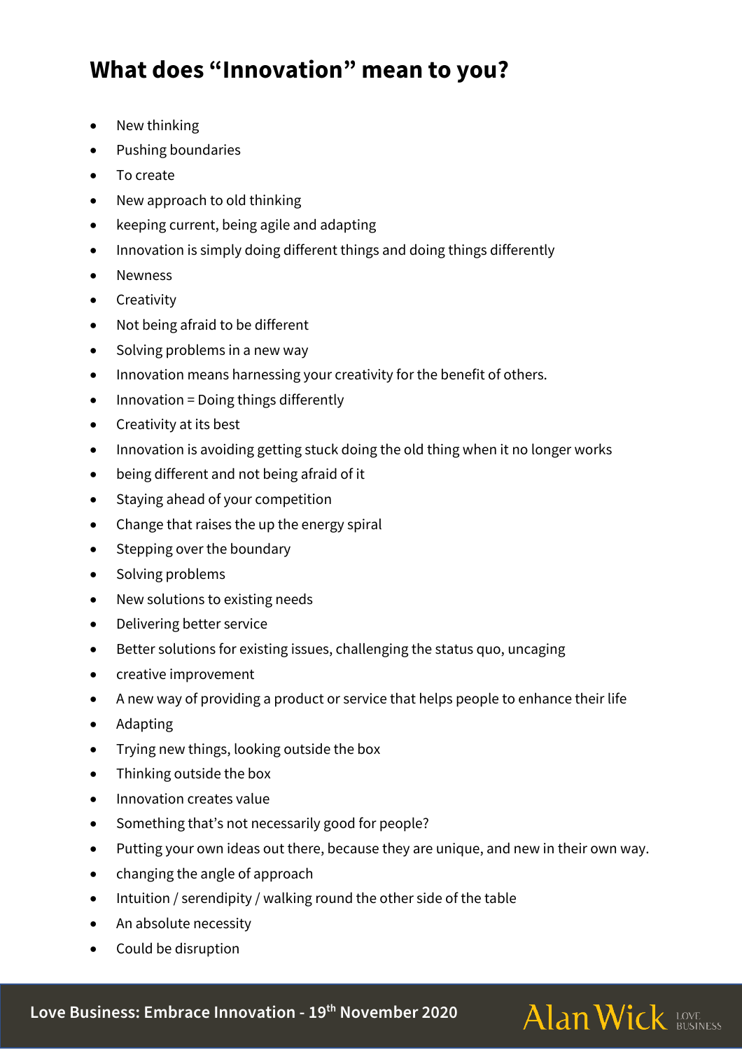## What does "Innovation" mean to you?

- New thinking
- Pushing boundaries
- To create
- New approach to old thinking
- keeping current, being agile and adapting
- Innovation is simply doing different things and doing things differently
- Newness
- Creativity
- Not being afraid to be different
- Solving problems in a new way
- Innovation means harnessing your creativity for the benefit of others.
- Innovation = Doing things differently
- Creativity at its best
- Innovation is avoiding getting stuck doing the old thing when it no longer works
- being different and not being afraid of it
- Staying ahead of your competition
- Change that raises the up the energy spiral
- Stepping over the boundary
- Solving problems
- New solutions to existing needs
- Delivering better service
- Better solutions for existing issues, challenging the status quo, uncaging
- creative improvement
- A new way of providing a product or service that helps people to enhance their life
- Adapting
- Trying new things, looking outside the box
- Thinking outside the box
- Innovation creates value
- Something that's not necessarily good for people?
- Putting your own ideas out there, because they are unique, and new in their own way.
- changing the angle of approach
- Intuition / serendipity / walking round the other side of the table
- An absolute necessity
- Could be disruption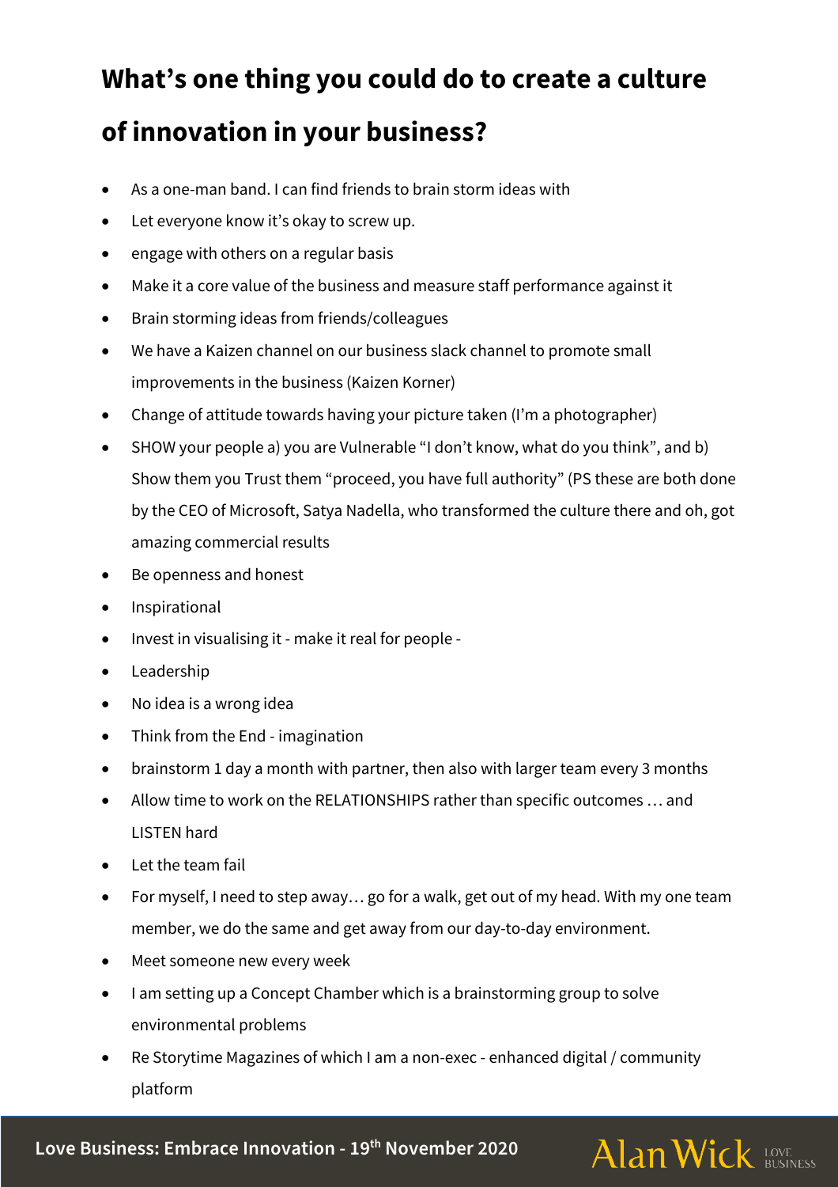## What's one thing you could do to create a culture of innovation in your business?

- As a one-man band. I can find friends to brain storm ideas with
- Let everyone know it's okay to screw up.
- engage with others on a regular basis
- Make it a core value of the business and measure staff performance against it
- Brain storming ideas from friends/colleagues
- We have a Kaizen channel on our business slack channel to promote small improvements in the business (Kaizen Korner)
- Change of attitude towards having your picture taken (I'm a photographer)
- SHOW your people a) you are Vulnerable "I don't know, what do you think", and b) Show them you Trust them "proceed, you have full authority" (PS these are both done by the CEO of Microsoft, Satya Nadella, who transformed the culture there and oh, got amazing commercial results
- Be openness and honest
- Inspirational
- Invest in visualising it - make it real for people -
- Leadership
- No idea is a wrong idea
- Think from the End - imagination
- brainstorm 1 day a month with partner, then also with larger team every 3 months
- Allow time to work on the RELATIONSHIPS rather than specific outcomes … and LISTEN hard
- Let the team fail
- For myself, I need to step away… go for a walk, get out of my head. With my one team member, we do the same and get away from our day-to-day environment.
- Meet someone new every week
- I am setting up a Concept Chamber which is a brainstorming group to solve environmental problems
- Re Storytime Magazines of which I am a non-exec - enhanced digital / community platform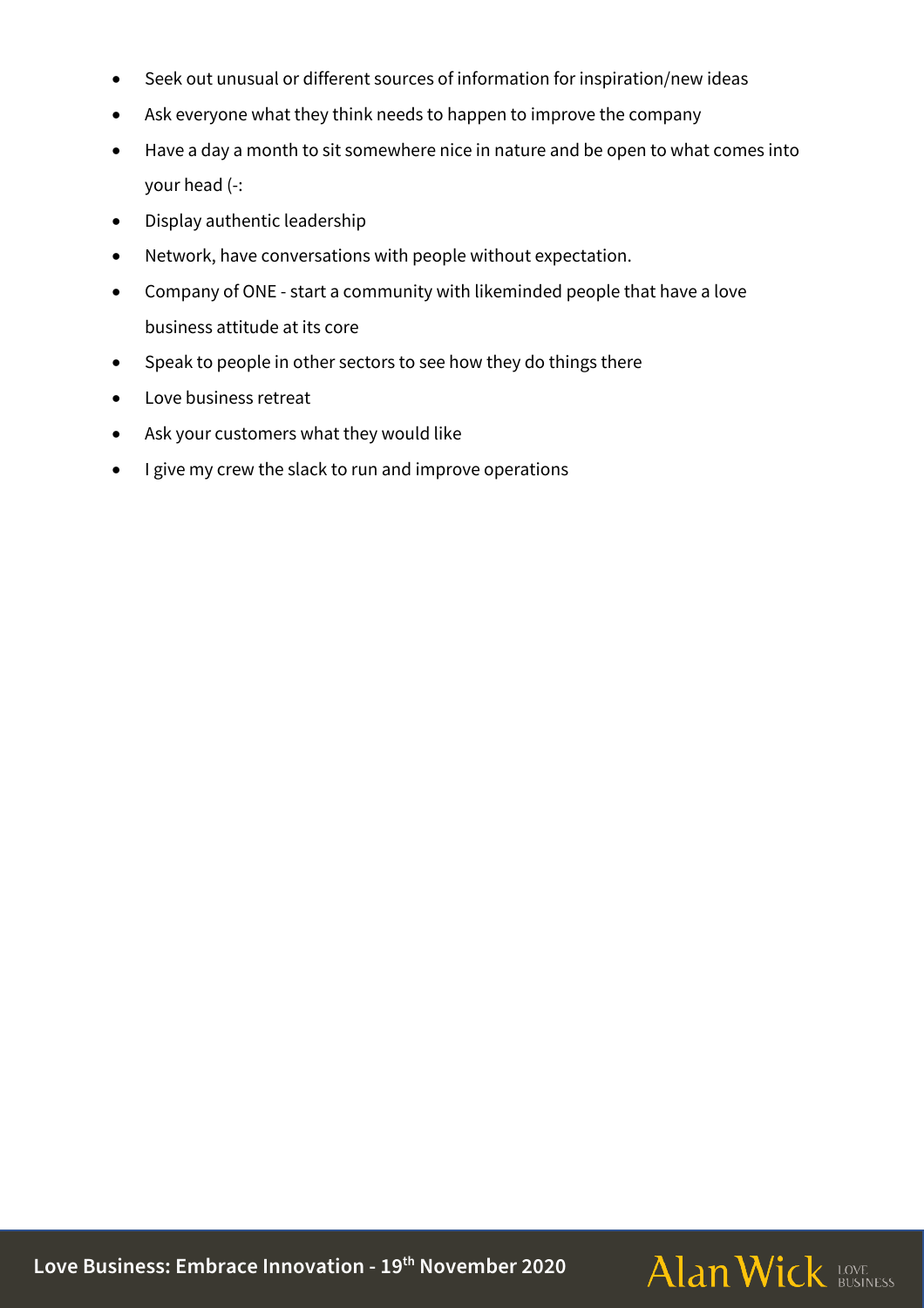- Seek out unusual or different sources of information for inspiration/new ideas
- Ask everyone what they think needs to happen to improve the company
- Have a day a month to sit somewhere nice in nature and be open to what comes into your head (-:
- Display authentic leadership
- Network, have conversations with people without expectation.
- Company of ONE - start a community with likeminded people that have a love business attitude at its core
- Speak to people in other sectors to see how they do things there
- Love business retreat
- Ask your customers what they would like
- I give my crew the slack to run and improve operations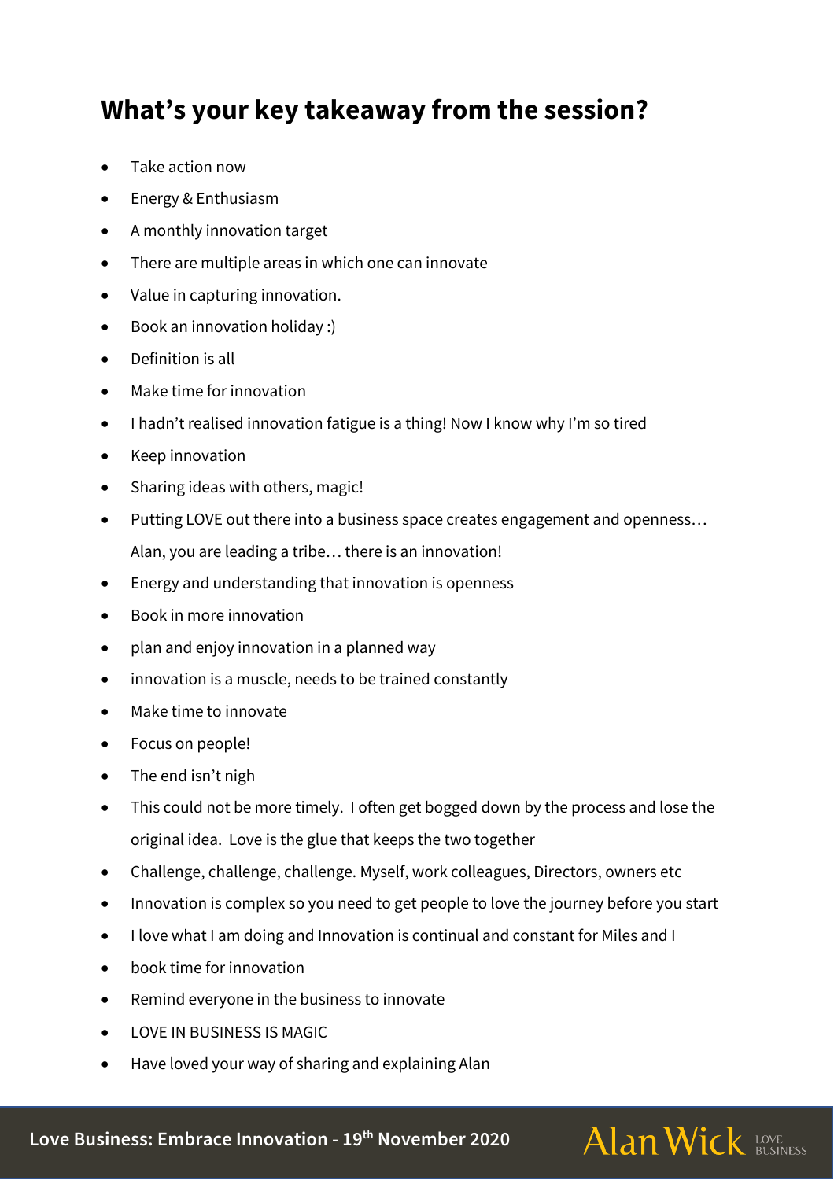## What's your key takeaway from the session?

- Take action now
- Energy & Enthusiasm
- A monthly innovation target
- There are multiple areas in which one can innovate
- Value in capturing innovation.
- Book an innovation holiday :)
- Definition is all
- Make time for innovation
- I hadn't realised innovation fatigue is a thing! Now I know why I'm so tired
- Keep innovation
- Sharing ideas with others, magic!
- Putting LOVE out there into a business space creates engagement and openness… Alan, you are leading a tribe… there is an innovation!
- Energy and understanding that innovation is openness
- Book in more innovation
- plan and enjoy innovation in a planned way
- innovation is a muscle, needs to be trained constantly
- Make time to innovate
- Focus on people!
- The end isn't nigh
- This could not be more timely. I often get bogged down by the process and lose the original idea. Love is the glue that keeps the two together
- Challenge, challenge, challenge. Myself, work colleagues, Directors, owners etc
- Innovation is complex so you need to get people to love the journey before you start
- I love what I am doing and Innovation is continual and constant for Miles and I
- book time for innovation
- Remind everyone in the business to innovate
- LOVE IN BUSINESS IS MAGIC
- Have loved your way of sharing and explaining Alan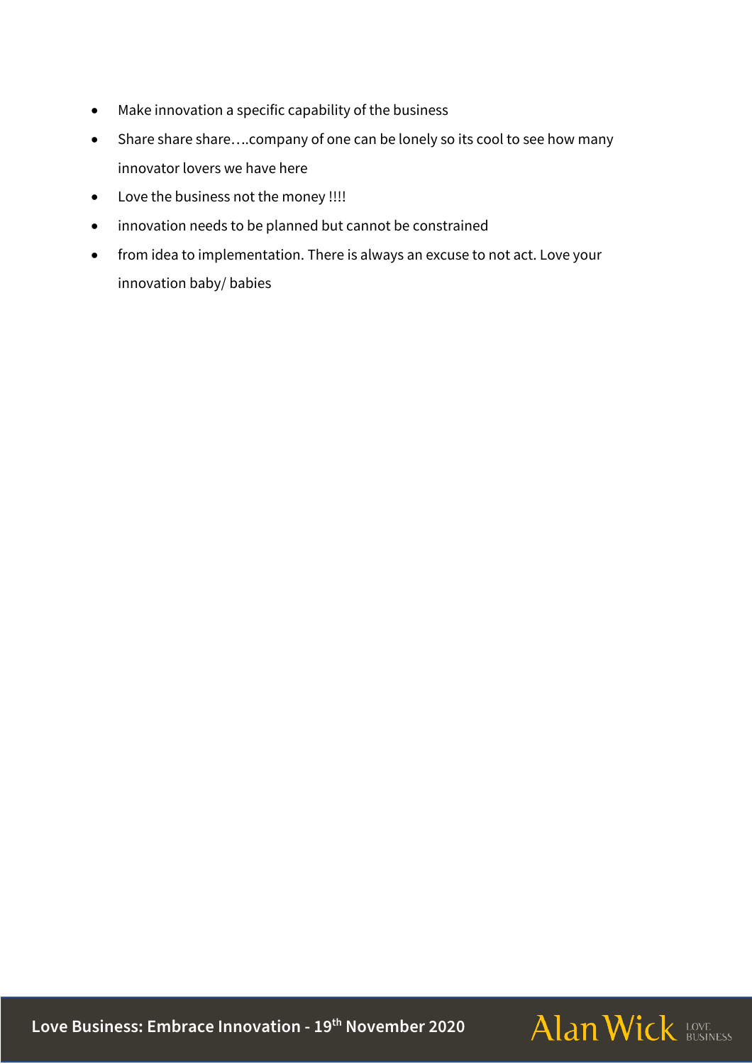- Make innovation a specific capability of the business
- Share share share….company of one can be lonely so its cool to see how many innovator lovers we have here
- Love the business not the money !!!!
- innovation needs to be planned but cannot be constrained
- from idea to implementation. There is always an excuse to not act. Love your innovation baby/ babies